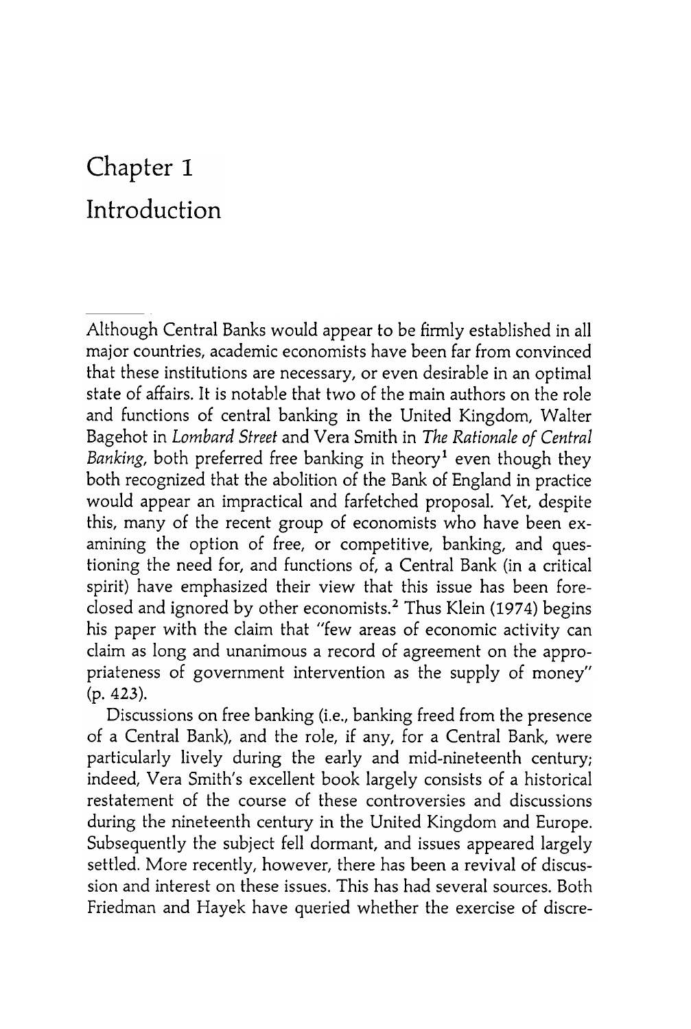# Chapter 1

## Introduction

Although Central Banks would appear to be firmly established in all major countries, academic economists have been far from convinced that these institutions are necessary, or even desirable in an optimal state of affairs. It is notable that two of the main authors on the role and functions of central banking in the United Kingdom, Walter Bagehot in *Lombard Street* and Vera Smith in *The Rationale of Central Banking*, both preferred free banking in theory[1] even though they both recognized that the abolition of the Bank of England in practice would appear an impractical and farfetched proposal. Yet, despite this, many of the recent group of economists who have been examining the option of free, or competitive, banking, and questioning the need for, and functions of, a Central Bank (in a critical spirit) have emphasized their view that this issue has been foreclosed and ignored by other economists.[2] Thus Klein (1974) begins his paper with the claim that "few areas of economic activity can claim as long and unanimous a record of agreement on the appropriateness of government intervention as the supply of money" (p. 423).

Discussions on free banking (i.e., banking freed from the presence of a Central Bank), and the role, if any, for a Central Bank, were particularly lively during the early and mid-nineteenth century; indeed, Vera Smith's excellent book largely consists of a historical restatement of the course of these controversies and discussions during the nineteenth century in the United Kingdom and Europe. Subsequently the subject fell dormant, and issues appeared largely settled. More recently, however, there has been a revival of discussion and interest on these issues. This has had several sources. Both Friedman and Hayek have queried whether the exercise of discre-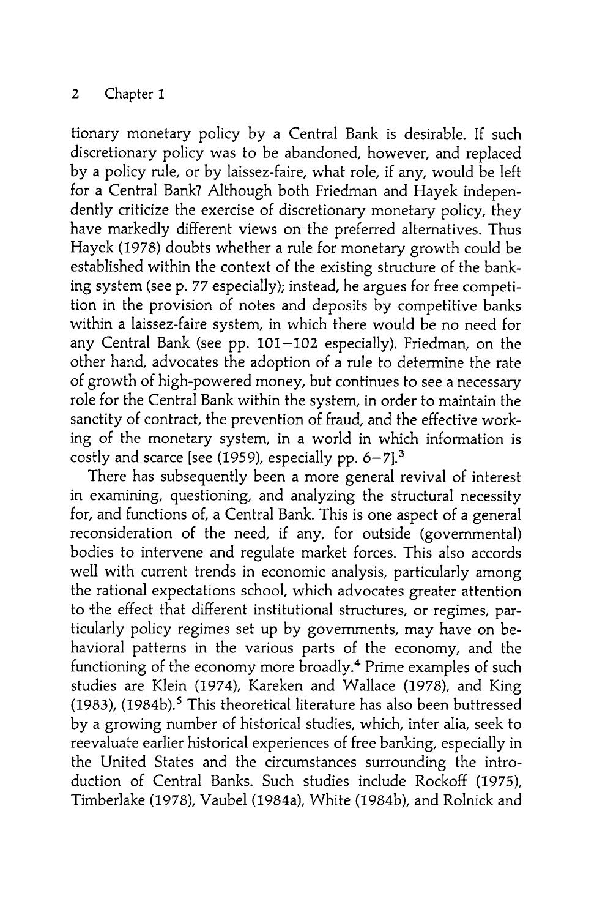tionary monetary policy by a Central Bank is desirable. If such discretionary policy was to be abandoned, however, and replaced by a policy rule, or by laissez-faire, what role, if any, would be left for a Central Bank? Although both Friedman and Hayek independently criticize the exercise of discretionary monetary policy, they have markedly different views on the preferred alternatives. Thus Hayek (1978) doubts whether a rule for monetary growth could be established within the context of the existing structure of the banking system (see p. 77 especially); instead, he argues for free competition in the provision of notes and deposits by competitive banks within a laissez-faire system, in which there would be no need for any Central Bank (see pp. 101–102 especially). Friedman, on the other hand, advocates the adoption of a rule to determine the rate of growth of high-powered money, but continues to see a necessary role for the Central Bank within the system, in order to maintain the sanctity of contract, the prevention of fraud, and the effective working of the monetary system, in a world in which information is costly and scarce [see (1959), especially pp. 6–7].[3]

There has subsequently been a more general revival of interest in examining, questioning, and analyzing the structural necessity for, and functions of, a Central Bank. This is one aspect of a general reconsideration of the need, if any, for outside (governmental) bodies to intervene and regulate market forces. This also accords well with current trends in economic analysis, particularly among the rational expectations school, which advocates greater attention to the effect that different institutional structures, or regimes, particularly policy regimes set up by governments, may have on behavioral patterns in the various parts of the economy, and the functioning of the economy more broadly.[4] Prime examples of such studies are Klein (1974), Kareken and Wallace (1978), and King (1983), (1984b).[5] This theoretical literature has also been buttressed by a growing number of historical studies, which, inter alia, seek to reevaluate earlier historical experiences of free banking, especially in the United States and the circumstances surrounding the introduction of Central Banks. Such studies include Rockoff (1975), Timberlake (1978), Vaubel (1984a), White (1984b), and Rolnick and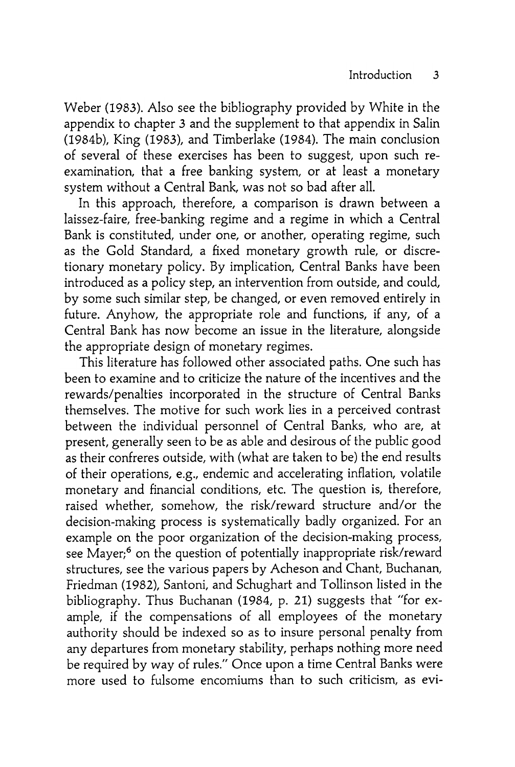Weber (1983). Also see the bibliography provided by White in the appendix to chapter 3 and the supplement to that appendix in Salin (1984b), King (1983), and Timberlake (1984). The main conclusion of several of these exercises has been to suggest, upon such re-examination, that a free banking system, or at least a monetary system without a Central Bank, was not so bad after all.

In this approach, therefore, a comparison is drawn between a laissez-faire, free-banking regime and a regime in which a Central Bank is constituted, under one, or another, operating regime, such as the Gold Standard, a fixed monetary growth rule, or discretionary monetary policy. By implication, Central Banks have been introduced as a policy step, an intervention from outside, and could, by some such similar step, be changed, or even removed entirely in future. Anyhow, the appropriate role and functions, if any, of a Central Bank has now become an issue in the literature, alongside the appropriate design of monetary regimes.

This literature has followed other associated paths. One such has been to examine and to criticize the nature of the incentives and the rewards/penalties incorporated in the structure of Central Banks themselves. The motive for such work lies in a perceived contrast between the individual personnel of Central Banks, who are, at present, generally seen to be as able and desirous of the public good as their confreres outside, with (what are taken to be) the end results of their operations, e.g., endemic and accelerating inflation, volatile monetary and financial conditions, etc. The question is, therefore, raised whether, somehow, the risk/reward structure and/or the decision-making process is systematically badly organized. For an example on the poor organization of the decision-making process, see Mayer;[6] on the question of potentially inappropriate risk/reward structures, see the various papers by Acheson and Chant, Buchanan, Friedman (1982), Santoni, and Schughart and Tollinson listed in the bibliography. Thus Buchanan (1984, p. 21) suggests that "for example, if the compensations of all employees of the monetary authority should be indexed so as to insure personal penalty from any departures from monetary stability, perhaps nothing more need be required by way of rules." Once upon a time Central Banks were more used to fulsome encomiums than to such criticism, as evi-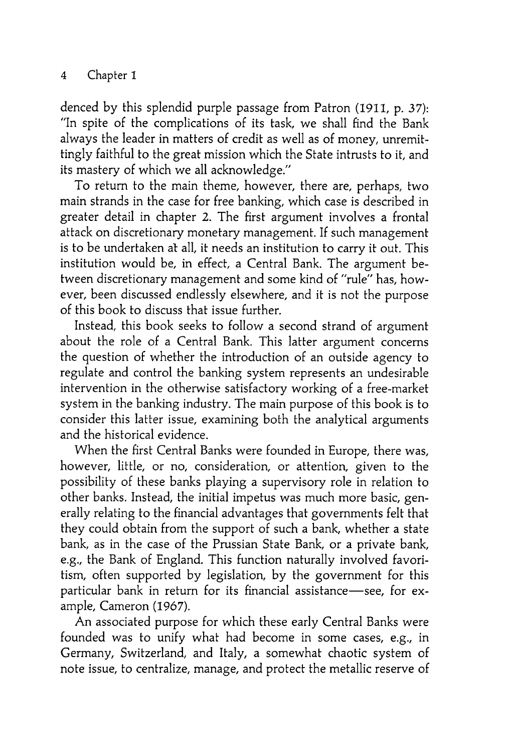denced by this splendid purple passage from Patron (1911, p. 37): "In spite of the complications of its task, we shall find the Bank always the leader in matters of credit as well as of money, unremittingly faithful to the great mission which the State intrusts to it, and its mastery of which we all acknowledge."

To return to the main theme, however, there are, perhaps, two main strands in the case for free banking, which case is described in greater detail in chapter 2. The first argument involves a frontal attack on discretionary monetary management. If such management is to be undertaken at all, it needs an institution to carry it out. This institution would be, in effect, a Central Bank. The argument between discretionary management and some kind of "rule" has, however, been discussed endlessly elsewhere, and it is not the purpose of this book to discuss that issue further.

Instead, this book seeks to follow a second strand of argument about the role of a Central Bank. This latter argument concerns the question of whether the introduction of an outside agency to regulate and control the banking system represents an undesirable intervention in the otherwise satisfactory working of a free-market system in the banking industry. The main purpose of this book is to consider this latter issue, examining both the analytical arguments and the historical evidence.

When the first Central Banks were founded in Europe, there was, however, little, or no, consideration, or attention, given to the possibility of these banks playing a supervisory role in relation to other banks. Instead, the initial impetus was much more basic, generally relating to the financial advantages that governments felt that they could obtain from the support of such a bank, whether a state bank, as in the case of the Prussian State Bank, or a private bank, e.g., the Bank of England. This function naturally involved favoritism, often supported by legislation, by the government for this particular bank in return for its financial assistance—see, for example, Cameron (1967).

An associated purpose for which these early Central Banks were founded was to unify what had become in some cases, e.g., in Germany, Switzerland, and Italy, a somewhat chaotic system of note issue, to centralize, manage, and protect the metallic reserve of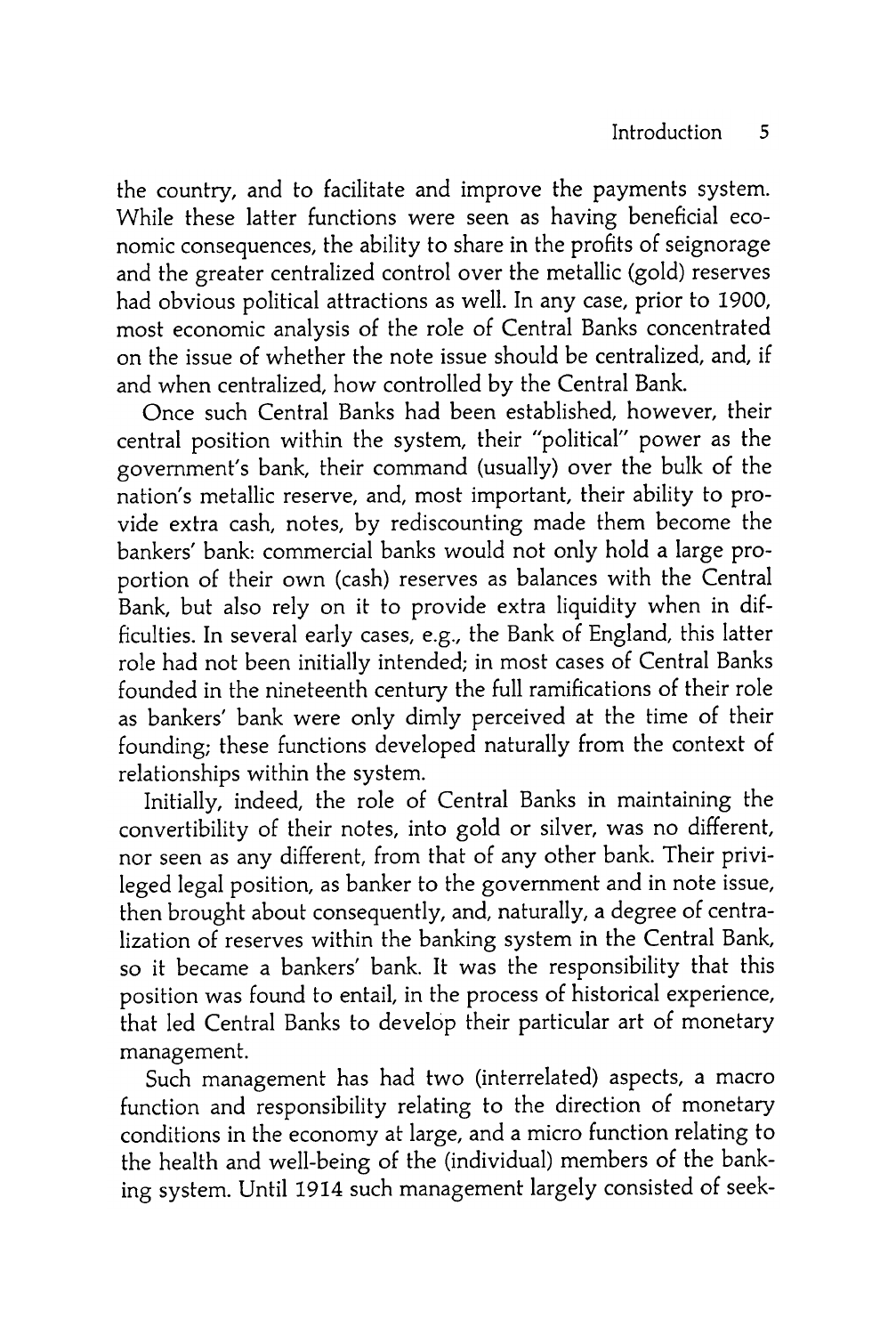the country, and to facilitate and improve the payments system. While these latter functions were seen as having beneficial economic consequences, the ability to share in the profits of seignorage and the greater centralized control over the metallic (gold) reserves had obvious political attractions as well. In any case, prior to 1900, most economic analysis of the role of Central Banks concentrated on the issue of whether the note issue should be centralized, and, if and when centralized, how controlled by the Central Bank.

Once such Central Banks had been established, however, their central position within the system, their "political" power as the government's bank, their command (usually) over the bulk of the nation's metallic reserve, and, most important, their ability to provide extra cash, notes, by rediscounting made them become the bankers' bank: commercial banks would not only hold a large proportion of their own (cash) reserves as balances with the Central Bank, but also rely on it to provide extra liquidity when in difficulties. In several early cases, e.g., the Bank of England, this latter role had not been initially intended; in most cases of Central Banks founded in the nineteenth century the full ramifications of their role as bankers' bank were only dimly perceived at the time of their founding; these functions developed naturally from the context of relationships within the system.

Initially, indeed, the role of Central Banks in maintaining the convertibility of their notes, into gold or silver, was no different, nor seen as any different, from that of any other bank. Their privileged legal position, as banker to the government and in note issue, then brought about consequently, and, naturally, a degree of centralization of reserves within the banking system in the Central Bank, so it became a bankers' bank. It was the responsibility that this position was found to entail, in the process of historical experience, that led Central Banks to develop their particular art of monetary management.

Such management has had two (interrelated) aspects, a macro function and responsibility relating to the direction of monetary conditions in the economy at large, and a micro function relating to the health and well-being of the (individual) members of the banking system. Until 1914 such management largely consisted of seek-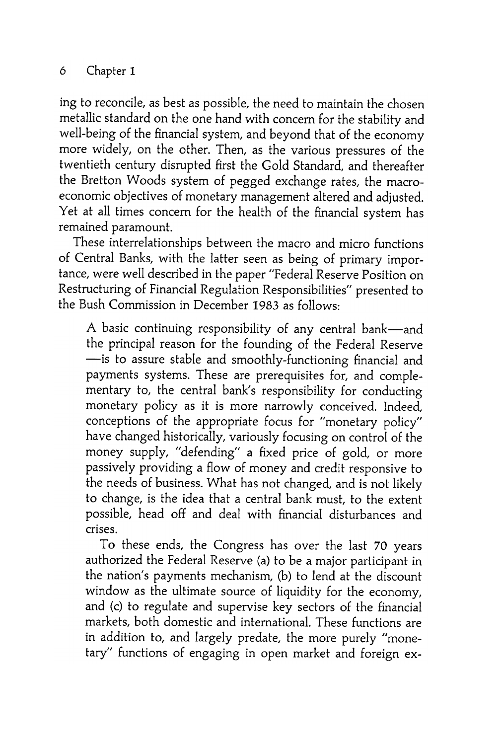ing to reconcile, as best as possible, the need to maintain the chosen metallic standard on the one hand with concern for the stability and well-being of the financial system, and beyond that of the economy more widely, on the other. Then, as the various pressures of the twentieth century disrupted first the Gold Standard, and thereafter the Bretton Woods system of pegged exchange rates, the macroeconomic objectives of monetary management altered and adjusted. Yet at all times concern for the health of the financial system has remained paramount.

These interrelationships between the macro and micro functions of Central Banks, with the latter seen as being of primary importance, were well described in the paper "Federal Reserve Position on Restructuring of Financial Regulation Responsibilities" presented to the Bush Commission in December 1983 as follows:

> A basic continuing responsibility of any central bank—and the principal reason for the founding of the Federal Reserve—is to assure stable and smoothly-functioning financial and payments systems. These are prerequisites for, and complementary to, the central bank's responsibility for conducting monetary policy as it is more narrowly conceived. Indeed, conceptions of the appropriate focus for "monetary policy" have changed historically, variously focusing on control of the money supply, "defending" a fixed price of gold, or more passively providing a flow of money and credit responsive to the needs of business. What has not changed, and is not likely to change, is the idea that a central bank must, to the extent possible, head off and deal with financial disturbances and crises.
>
> To these ends, the Congress has over the last 70 years authorized the Federal Reserve (a) to be a major participant in the nation's payments mechanism, (b) to lend at the discount window as the ultimate source of liquidity for the economy, and (c) to regulate and supervise key sectors of the financial markets, both domestic and international. These functions are in addition to, and largely predate, the more purely "monetary" functions of engaging in open market and foreign ex-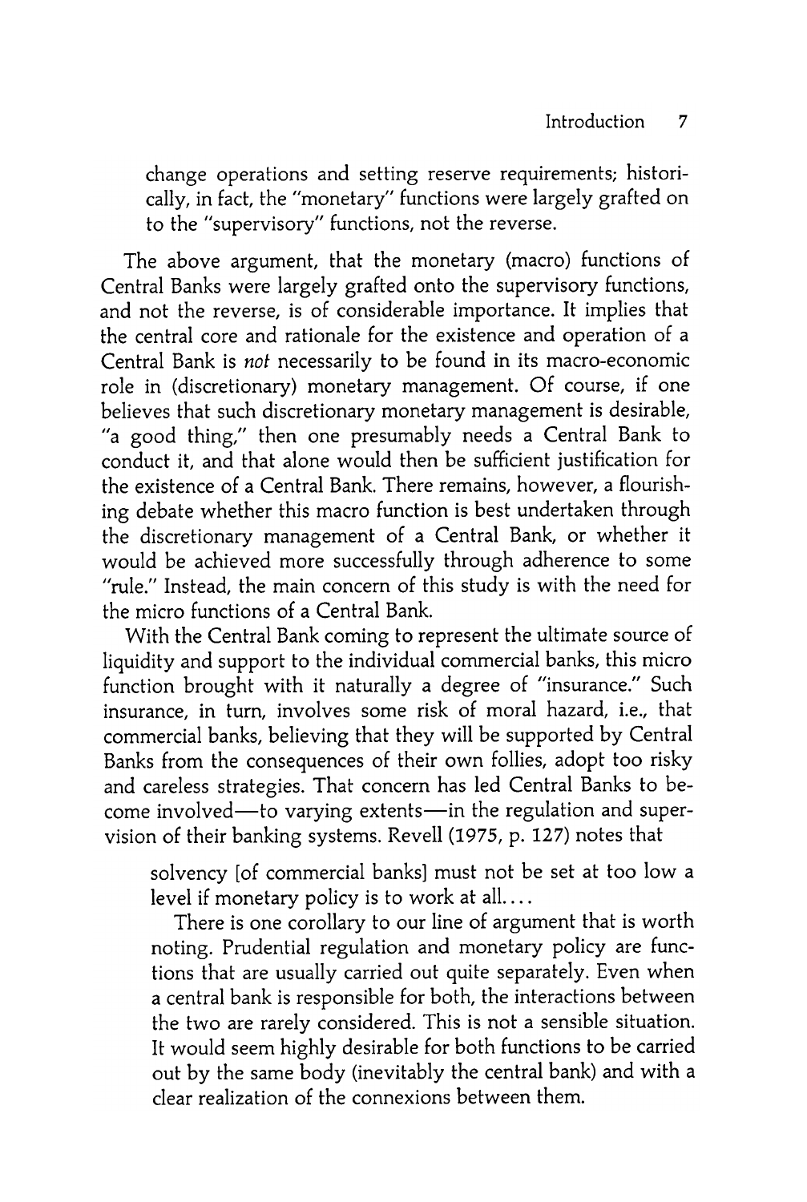> change operations and setting reserve requirements; historically, in fact, the "monetary" functions were largely grafted on to the "supervisory" functions, not the reverse.

The above argument, that the monetary (macro) functions of Central Banks were largely grafted onto the supervisory functions, and not the reverse, is of considerable importance. It implies that the central core and rationale for the existence and operation of a Central Bank is *not* necessarily to be found in its macro-economic role in (discretionary) monetary management. Of course, if one believes that such discretionary monetary management is desirable, "a good thing," then one presumably needs a Central Bank to conduct it, and that alone would then be sufficient justification for the existence of a Central Bank. There remains, however, a flourishing debate whether this macro function is best undertaken through the discretionary management of a Central Bank, or whether it would be achieved more successfully through adherence to some "rule." Instead, the main concern of this study is with the need for the micro functions of a Central Bank.

With the Central Bank coming to represent the ultimate source of liquidity and support to the individual commercial banks, this micro function brought with it naturally a degree of "insurance." Such insurance, in turn, involves some risk of moral hazard, i.e., that commercial banks, believing that they will be supported by Central Banks from the consequences of their own follies, adopt too risky and careless strategies. That concern has led Central Banks to become involved—to varying extents—in the regulation and supervision of their banking systems. Revell (1975, p. 127) notes that

> solvency [of commercial banks] must not be set at too low a level if monetary policy is to work at all....
>
> There is one corollary to our line of argument that is worth noting. Prudential regulation and monetary policy are functions that are usually carried out quite separately. Even when a central bank is responsible for both, the interactions between the two are rarely considered. This is not a sensible situation. It would seem highly desirable for both functions to be carried out by the same body (inevitably the central bank) and with a clear realization of the connexions between them.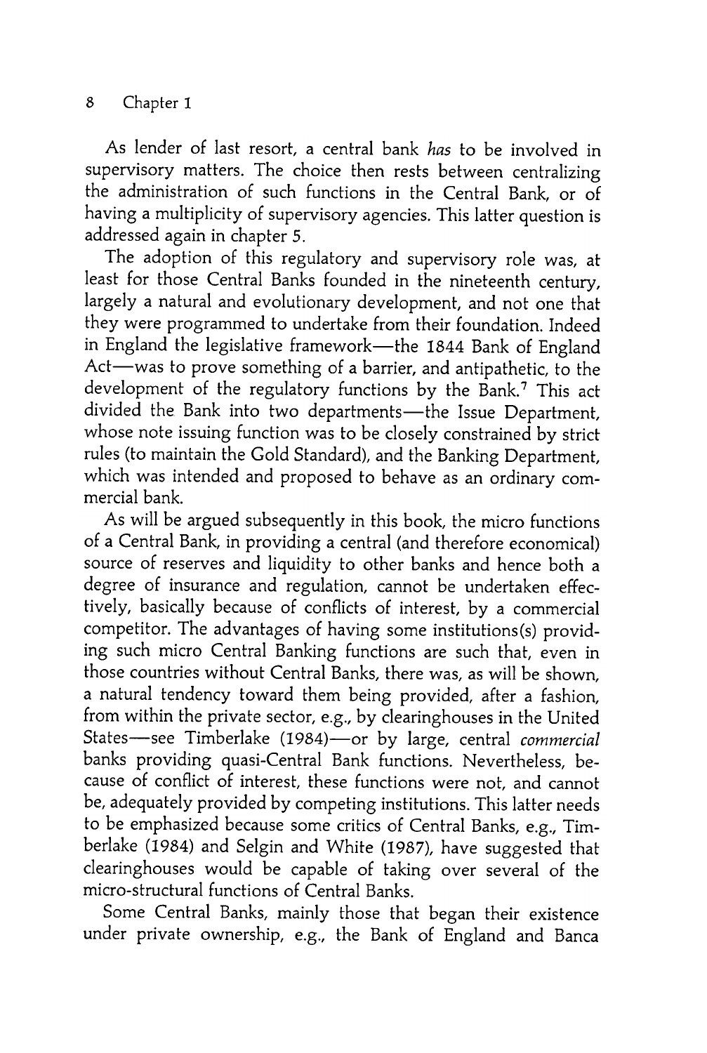As lender of last resort, a central bank *has* to be involved in supervisory matters. The choice then rests between centralizing the administration of such functions in the Central Bank, or of having a multiplicity of supervisory agencies. This latter question is addressed again in chapter 5.

The adoption of this regulatory and supervisory role was, at least for those Central Banks founded in the nineteenth century, largely a natural and evolutionary development, and not one that they were programmed to undertake from their foundation. Indeed in England the legislative framework—the 1844 Bank of England Act—was to prove something of a barrier, and antipathetic, to the development of the regulatory functions by the Bank.[7] This act divided the Bank into two departments—the Issue Department, whose note issuing function was to be closely constrained by strict rules (to maintain the Gold Standard), and the Banking Department, which was intended and proposed to behave as an ordinary commercial bank.

As will be argued subsequently in this book, the micro functions of a Central Bank, in providing a central (and therefore economical) source of reserves and liquidity to other banks and hence both a degree of insurance and regulation, cannot be undertaken effectively, basically because of conflicts of interest, by a commercial competitor. The advantages of having some institutions(s) providing such micro Central Banking functions are such that, even in those countries without Central Banks, there was, as will be shown, a natural tendency toward them being provided, after a fashion, from within the private sector, e.g., by clearinghouses in the United States—see Timberlake (1984)—or by large, central *commercial* banks providing quasi-Central Bank functions. Nevertheless, because of conflict of interest, these functions were not, and cannot be, adequately provided by competing institutions. This latter needs to be emphasized because some critics of Central Banks, e.g., Timberlake (1984) and Selgin and White (1987), have suggested that clearinghouses would be capable of taking over several of the micro-structural functions of Central Banks.

Some Central Banks, mainly those that began their existence under private ownership, e.g., the Bank of England and Banca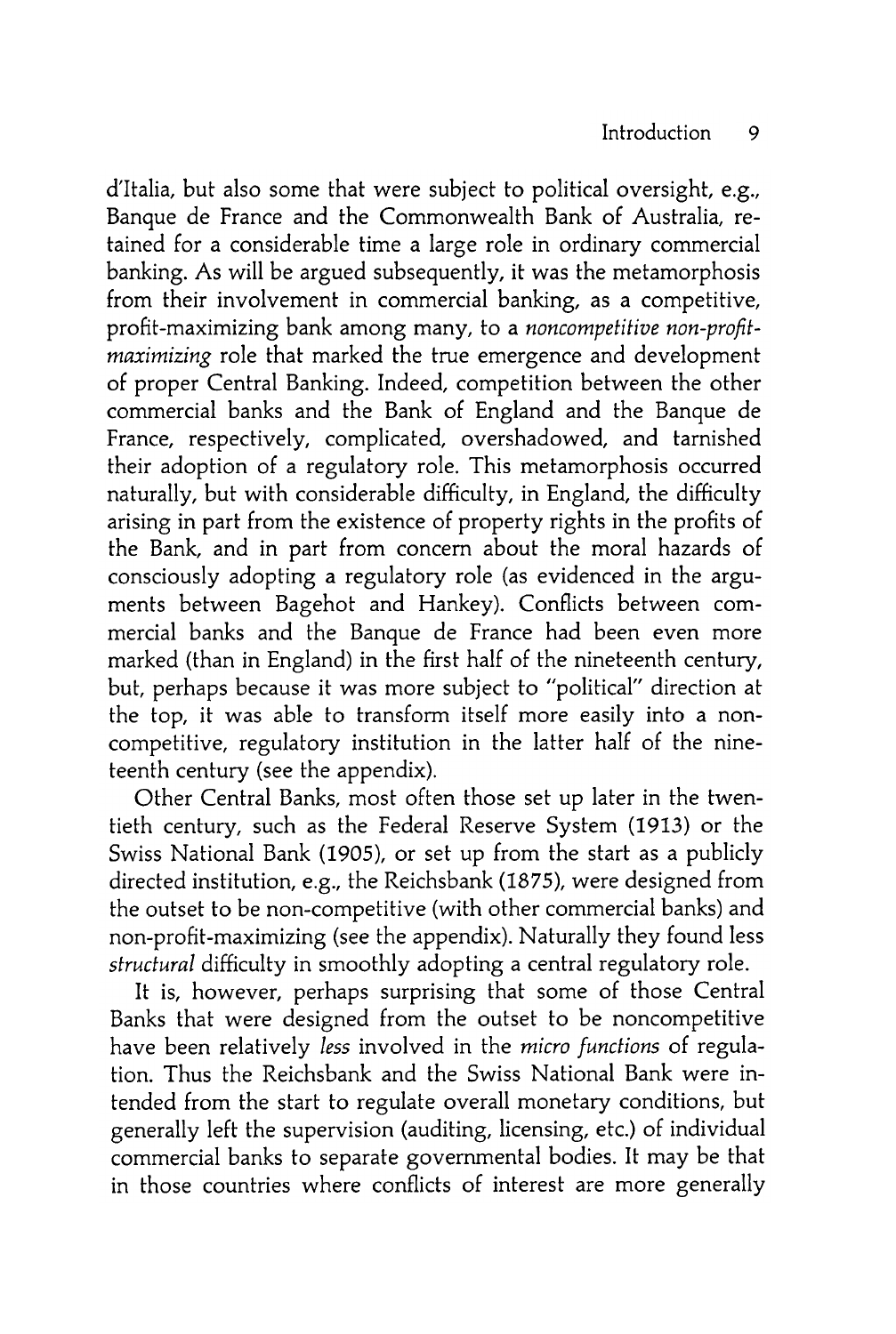d'Italia, but also some that were subject to political oversight, e.g., Banque de France and the Commonwealth Bank of Australia, retained for a considerable time a large role in ordinary commercial banking. As will be argued subsequently, it was the metamorphosis from their involvement in commercial banking, as a competitive, profit-maximizing bank among many, to a *noncompetitive non-profit-maximizing* role that marked the true emergence and development of proper Central Banking. Indeed, competition between the other commercial banks and the Bank of England and the Banque de France, respectively, complicated, overshadowed, and tarnished their adoption of a regulatory role. This metamorphosis occurred naturally, but with considerable difficulty, in England, the difficulty arising in part from the existence of property rights in the profits of the Bank, and in part from concern about the moral hazards of consciously adopting a regulatory role (as evidenced in the arguments between Bagehot and Hankey). Conflicts between commercial banks and the Banque de France had been even more marked (than in England) in the first half of the nineteenth century, but, perhaps because it was more subject to "political" direction at the top, it was able to transform itself more easily into a non-competitive, regulatory institution in the latter half of the nineteenth century (see the appendix).

Other Central Banks, most often those set up later in the twentieth century, such as the Federal Reserve System (1913) or the Swiss National Bank (1905), or set up from the start as a publicly directed institution, e.g., the Reichsbank (1875), were designed from the outset to be non-competitive (with other commercial banks) and non-profit-maximizing (see the appendix). Naturally they found less *structural* difficulty in smoothly adopting a central regulatory role.

It is, however, perhaps surprising that some of those Central Banks that were designed from the outset to be noncompetitive have been relatively *less* involved in the *micro functions* of regulation. Thus the Reichsbank and the Swiss National Bank were intended from the start to regulate overall monetary conditions, but generally left the supervision (auditing, licensing, etc.) of individual commercial banks to separate governmental bodies. It may be that in those countries where conflicts of interest are more generally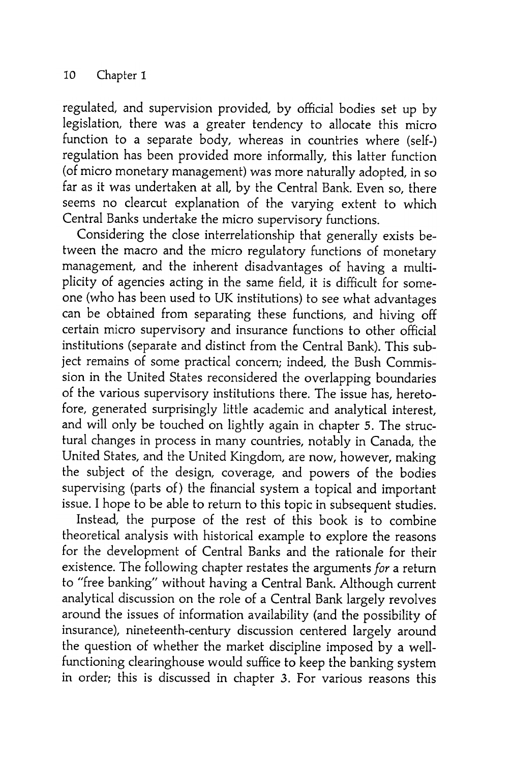regulated, and supervision provided, by official bodies set up by legislation, there was a greater tendency to allocate this micro function to a separate body, whereas in countries where (self-) regulation has been provided more informally, this latter function (of micro monetary management) was more naturally adopted, in so far as it was undertaken at all, by the Central Bank. Even so, there seems no clearcut explanation of the varying extent to which Central Banks undertake the micro supervisory functions.

Considering the close interrelationship that generally exists between the macro and the micro regulatory functions of monetary management, and the inherent disadvantages of having a multiplicity of agencies acting in the same field, it is difficult for someone (who has been used to UK institutions) to see what advantages can be obtained from separating these functions, and hiving off certain micro supervisory and insurance functions to other official institutions (separate and distinct from the Central Bank). This subject remains of some practical concern; indeed, the Bush Commission in the United States reconsidered the overlapping boundaries of the various supervisory institutions there. The issue has, heretofore, generated surprisingly little academic and analytical interest, and will only be touched on lightly again in chapter 5. The structural changes in process in many countries, notably in Canada, the United States, and the United Kingdom, are now, however, making the subject of the design, coverage, and powers of the bodies supervising (parts of) the financial system a topical and important issue. I hope to be able to return to this topic in subsequent studies.

Instead, the purpose of the rest of this book is to combine theoretical analysis with historical example to explore the reasons for the development of Central Banks and the rationale for their existence. The following chapter restates the arguments *for* a return to "free banking" without having a Central Bank. Although current analytical discussion on the role of a Central Bank largely revolves around the issues of information availability (and the possibility of insurance), nineteenth-century discussion centered largely around the question of whether the market discipline imposed by a well-functioning clearinghouse would suffice to keep the banking system in order; this is discussed in chapter 3. For various reasons this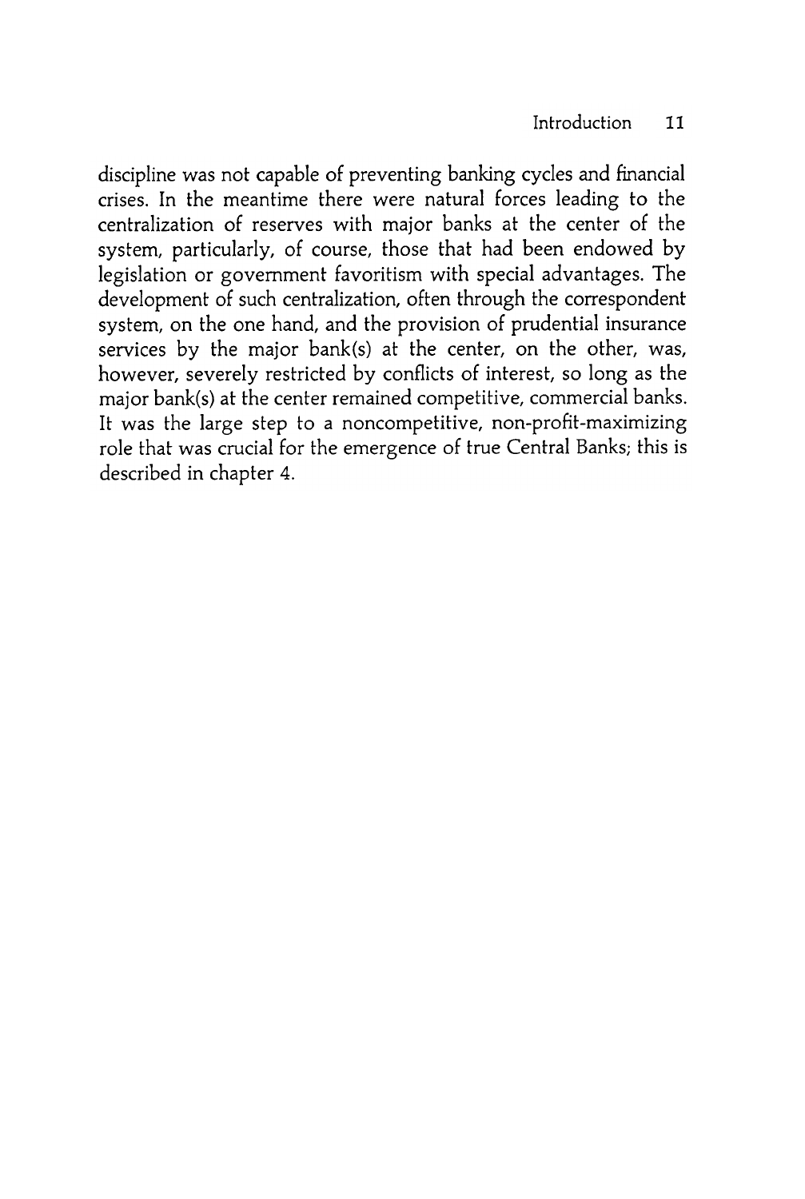discipline was not capable of preventing banking cycles and financial crises. In the meantime there were natural forces leading to the centralization of reserves with major banks at the center of the system, particularly, of course, those that had been endowed by legislation or government favoritism with special advantages. The development of such centralization, often through the correspondent system, on the one hand, and the provision of prudential insurance services by the major bank(s) at the center, on the other, was, however, severely restricted by conflicts of interest, so long as the major bank(s) at the center remained competitive, commercial banks. It was the large step to a noncompetitive, non-profit-maximizing role that was crucial for the emergence of true Central Banks; this is described in chapter 4.